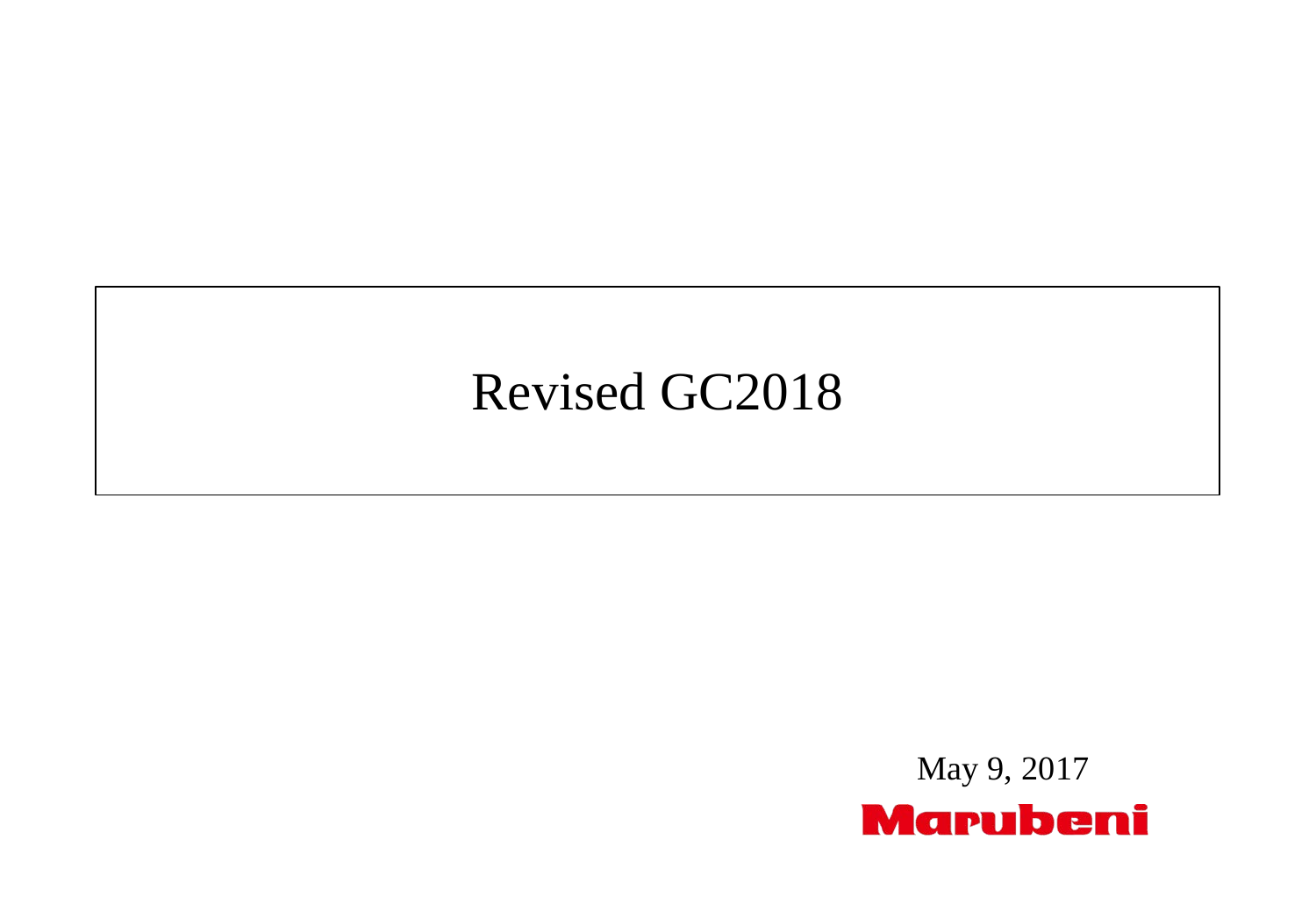# Revised GC2018

May 9, 2017

Marubeni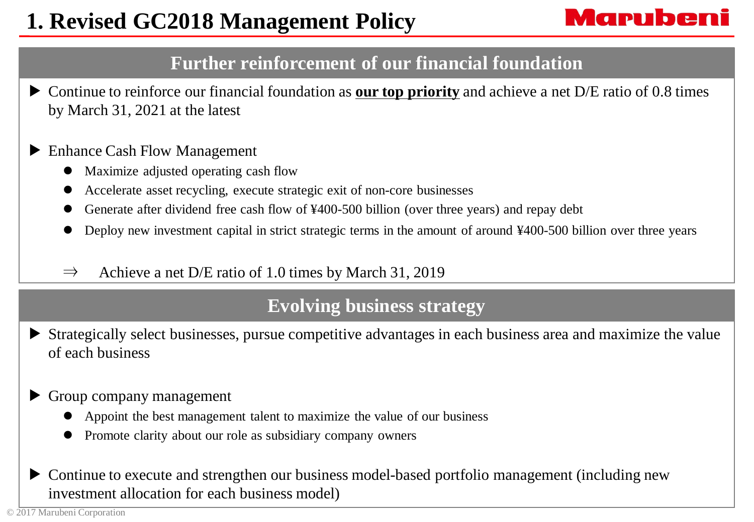# 1. Revised GC2018 Management Policy

## Further reinforcement of our financial foundation

- Continue to reinforce our financial foundation as **our top priority** and achieve a net D/E ratio of 0.8 times by March 31, 2021 at the latest

- Enhance Cash Flow Management
  - Maximize adjusted operating cash flow
  - Accelerate asset recycling, execute strategic exit of non-core businesses
  - Generate after dividend free cash flow of ¥400-500 billion (over three years) and repay debt
  - Deploy new investment capital in strict strategic terms in the amount of around ¥400-500 billion over three years

  ⇒ Achieve a net D/E ratio of 1.0 times by March 31, 2019

## Evolving business strategy

- Strategically select businesses, pursue competitive advantages in each business area and maximize the value of each business

- Group company management
  - Appoint the best management talent to maximize the value of our business
  - Promote clarity about our role as subsidiary company owners

- Continue to execute and strengthen our business model-based portfolio management (including new investment allocation for each business model)

© 2017 Marubeni Corporation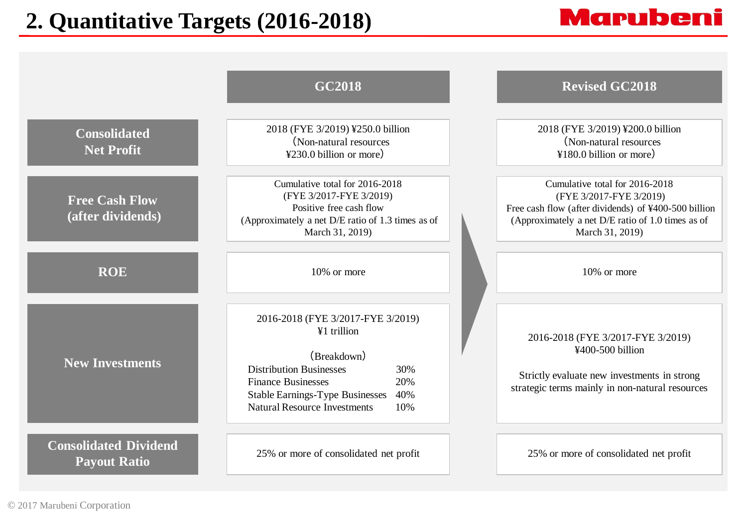# 2. Quantitative Targets (2016-2018)

| | GC2018 | Revised GC2018 |
|---|---|---|
| **Consolidated Net Profit** | 2018 (FYE 3/2019) ¥250.0 billion (Non-natural resources ¥230.0 billion or more) | 2018 (FYE 3/2019) ¥200.0 billion (Non-natural resources ¥180.0 billion or more) |
| **Free Cash Flow (after dividends)** | Cumulative total for 2016-2018 (FYE 3/2017-FYE 3/2019) Positive free cash flow (Approximately a net D/E ratio of 1.3 times as of March 31, 2019) | Cumulative total for 2016-2018 (FYE 3/2017-FYE 3/2019) Free cash flow (after dividends) of ¥400-500 billion (Approximately a net D/E ratio of 1.0 times as of March 31, 2019) |
| **ROE** | 10% or more | 10% or more |
| **New Investments** | 2016-2018 (FYE 3/2017-FYE 3/2019) ¥1 trillion<br><br>(Breakdown)<br>Distribution Businesses 30%<br>Finance Businesses 20%<br>Stable Earnings-Type Businesses 40%<br>Natural Resource Investments 10% | 2016-2018 (FYE 3/2017-FYE 3/2019) ¥400-500 billion<br><br>Strictly evaluate new investments in strong strategic terms mainly in non-natural resources |
| **Consolidated Dividend Payout Ratio** | 25% or more of consolidated net profit | 25% or more of consolidated net profit |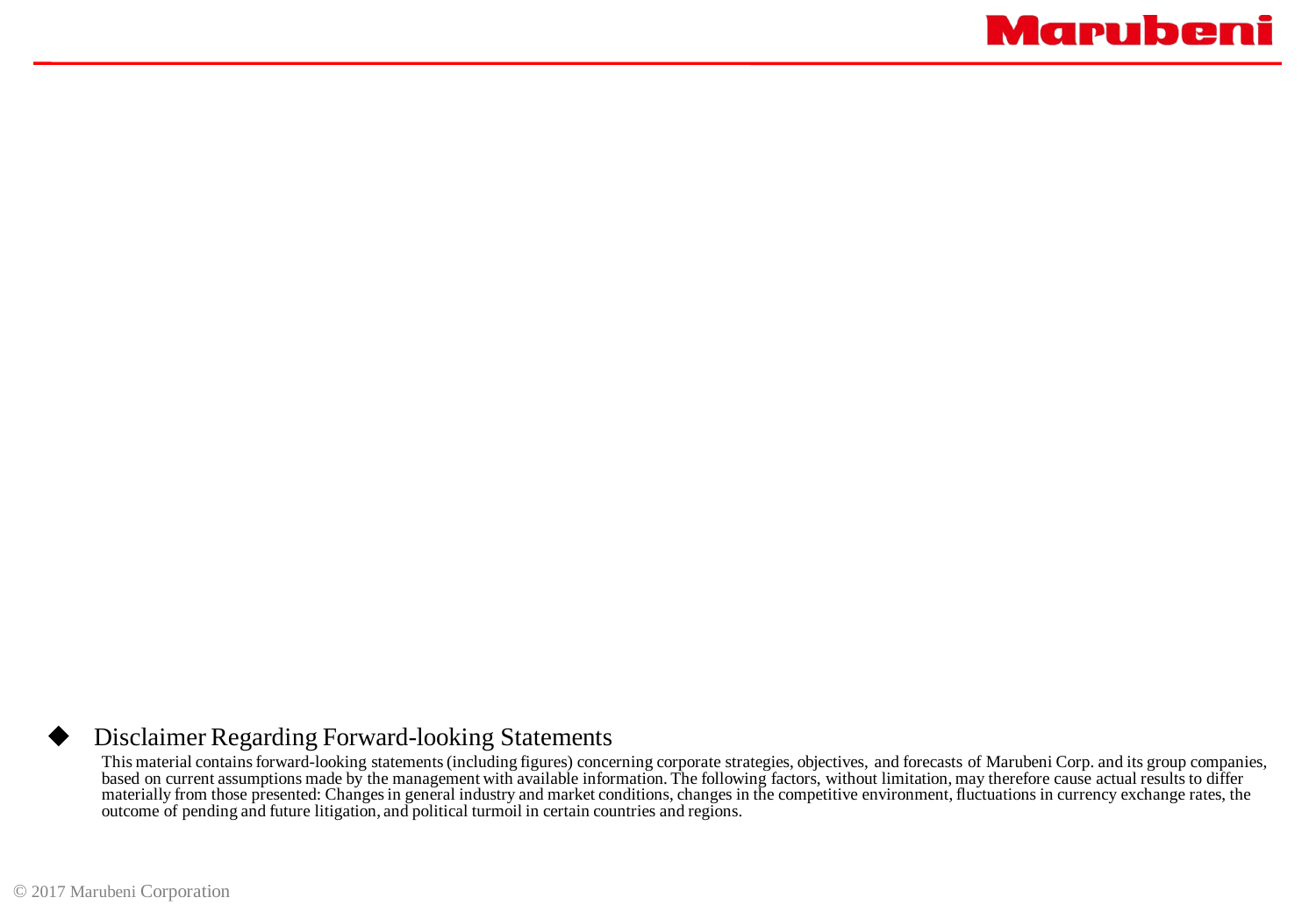## ◆ Disclaimer Regarding Forward-looking Statements

This material contains forward-looking statements (including figures) concerning corporate strategies, objectives, and forecasts of Marubeni Corp. and its group companies, based on current assumptions made by the management with available information. The following factors, without limitation, may therefore cause actual results to differ materially from those presented: Changes in general industry and market conditions, changes in the competitive environment, fluctuations in currency exchange rates, the outcome of pending and future litigation, and political turmoil in certain countries and regions.